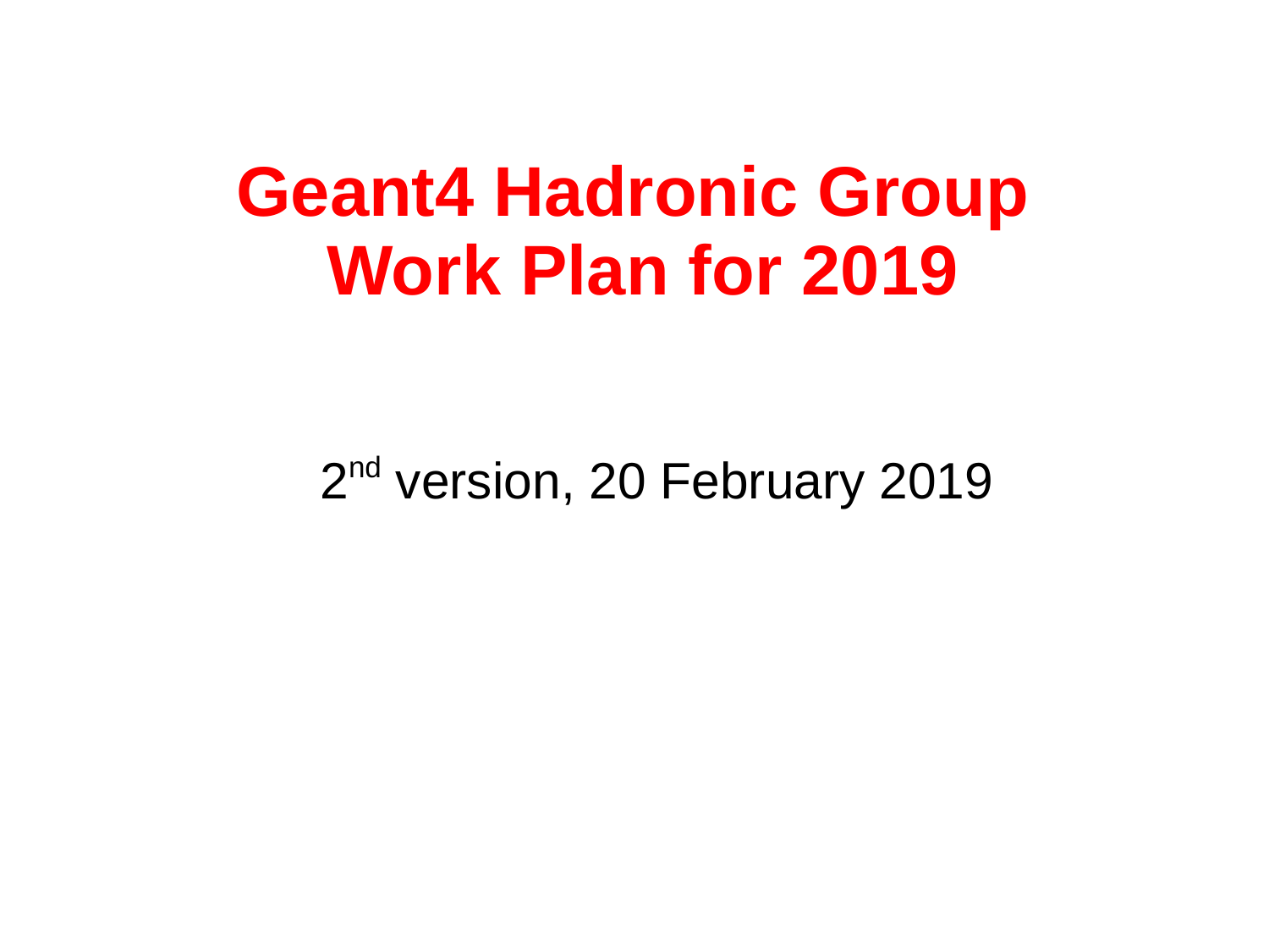# Geant4 Hadronic Group Work Plan for 2019

2nd version, 20 February 2019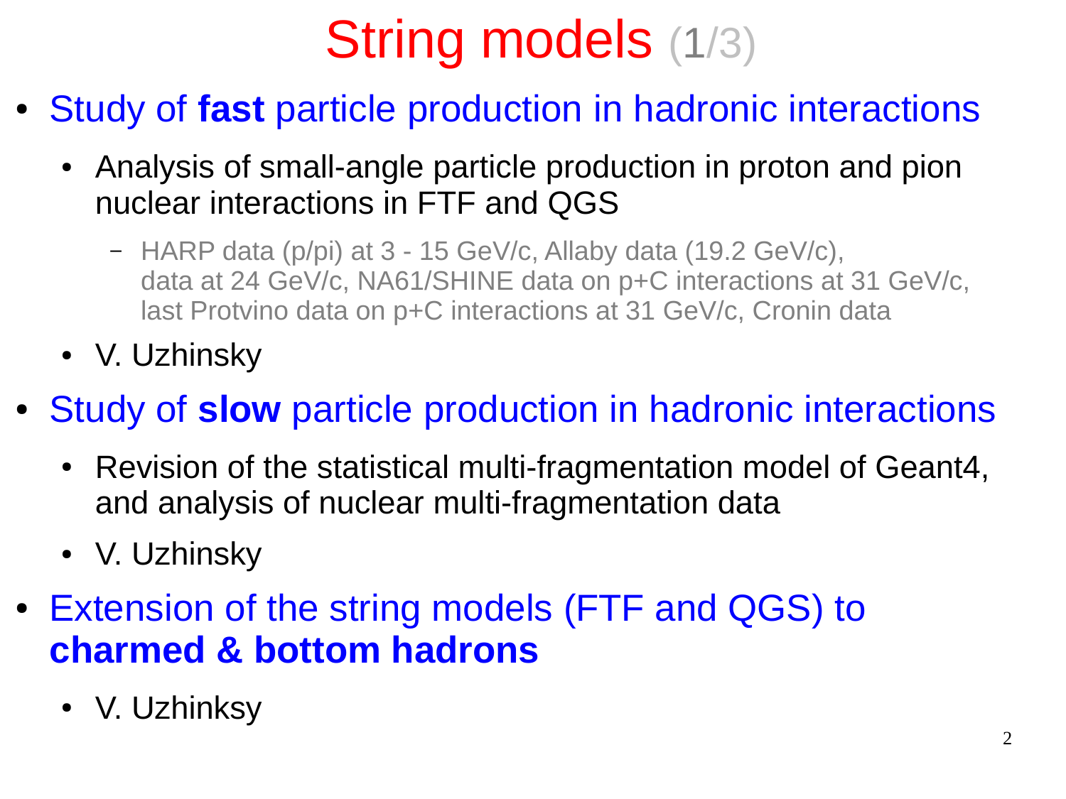# String models (1/3)

- Study of **fast** particle production in hadronic interactions
  - Analysis of small-angle particle production in proton and pion nuclear interactions in FTF and QGS
    - HARP data (p/pi) at 3 - 15 GeV/c, Allaby data (19.2 GeV/c), data at 24 GeV/c, NA61/SHINE data on p+C interactions at 31 GeV/c, last Protvino data on p+C interactions at 31 GeV/c, Cronin data
  - V. Uzhinsky
- Study of **slow** particle production in hadronic interactions
  - Revision of the statistical multi-fragmentation model of Geant4, and analysis of nuclear multi-fragmentation data
  - V. Uzhinsky
- Extension of the string models (FTF and QGS) to **charmed & bottom hadrons**
  - V. Uzhinksy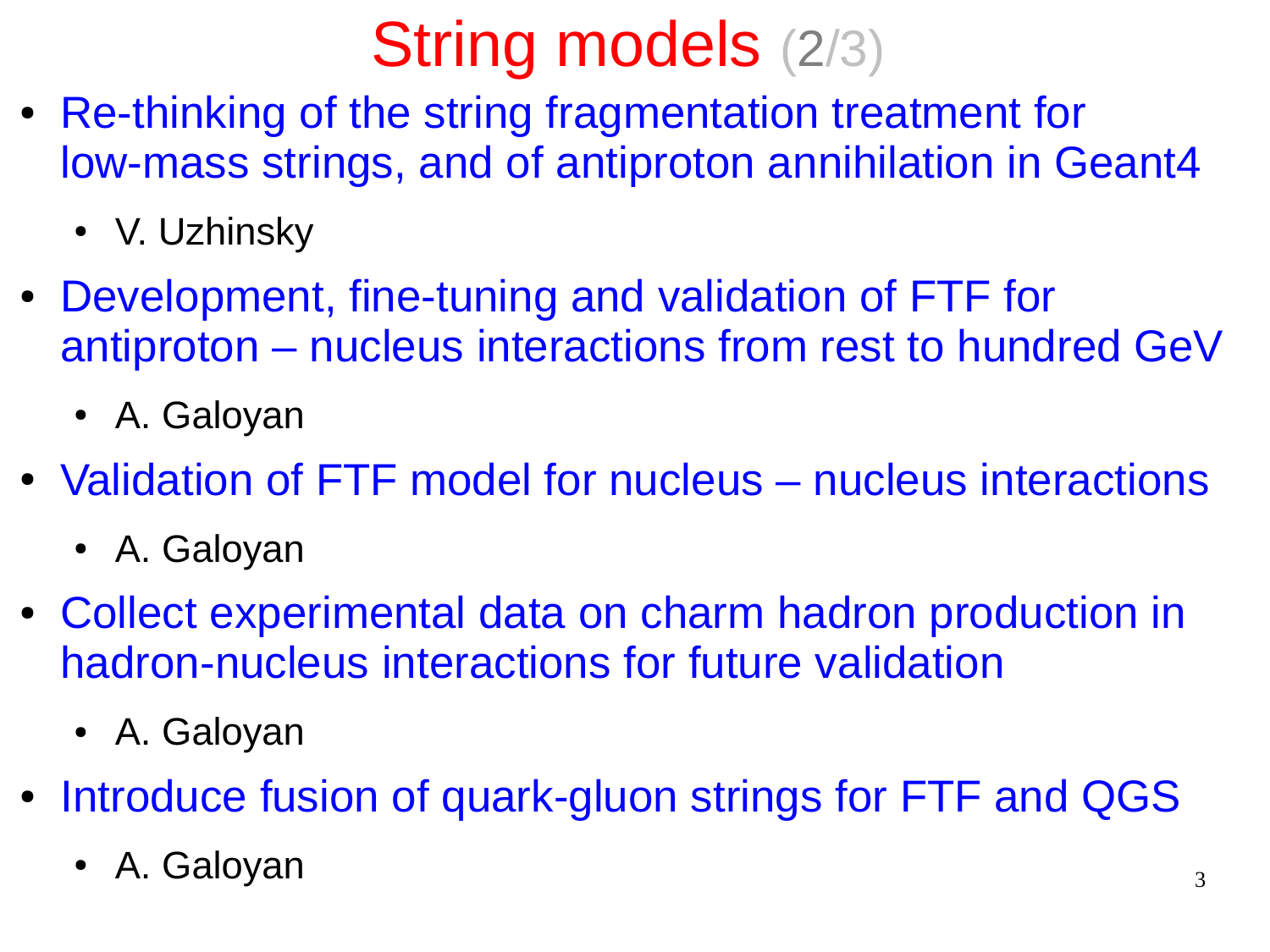# String models (2/3)

- Re-thinking of the string fragmentation treatment for low-mass strings, and of antiproton annihilation in Geant4
  - V. Uzhinsky
- Development, fine-tuning and validation of FTF for antiproton – nucleus interactions from rest to hundred GeV
  - A. Galoyan
- Validation of FTF model for nucleus – nucleus interactions
  - A. Galoyan
- Collect experimental data on charm hadron production in hadron-nucleus interactions for future validation
  - A. Galoyan
- Introduce fusion of quark-gluon strings for FTF and QGS
  - A. Galoyan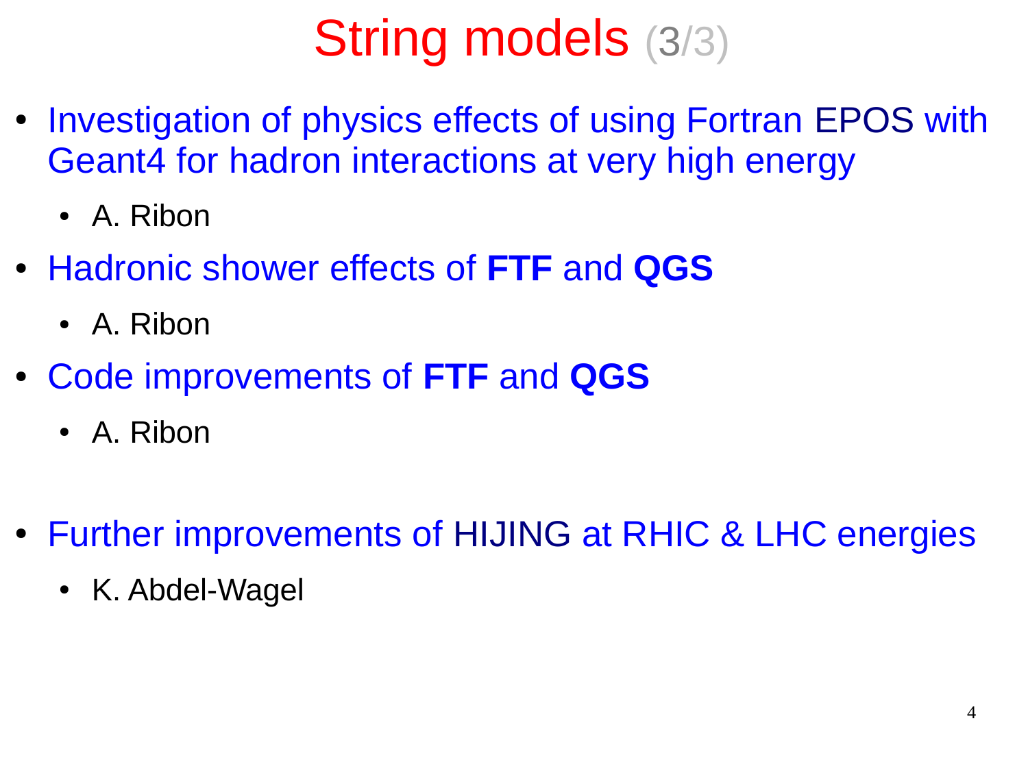# String models (3/3)

- Investigation of physics effects of using Fortran EPOS with Geant4 for hadron interactions at very high energy
  - A. Ribon
- Hadronic shower effects of **FTF** and **QGS**
  - A. Ribon
- Code improvements of **FTF** and **QGS**
  - A. Ribon
- Further improvements of HIJING at RHIC & LHC energies
  - K. Abdel-Wagel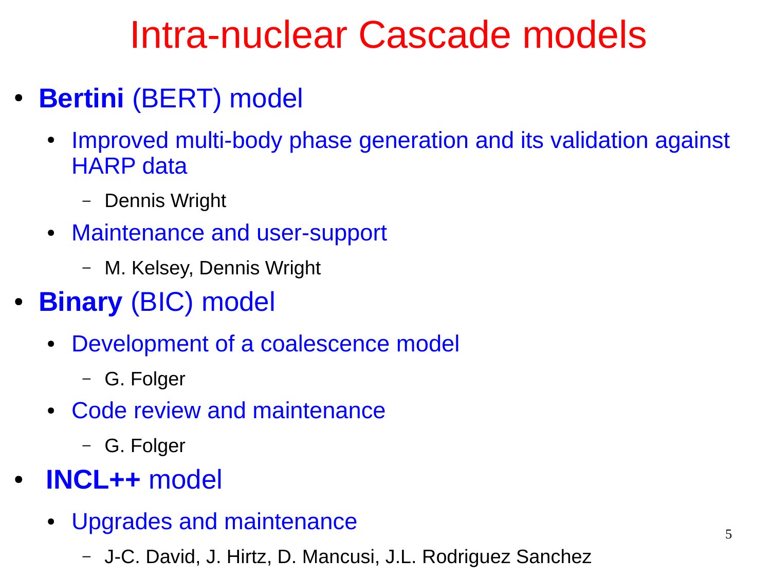# Intra-nuclear Cascade models

- **Bertini** (BERT) model
  - Improved multi-body phase generation and its validation against HARP data
    - Dennis Wright
  - Maintenance and user-support
    - M. Kelsey, Dennis Wright
- **Binary** (BIC) model
  - Development of a coalescence model
    - G. Folger
  - Code review and maintenance
    - G. Folger
- **INCL++** model
  - Upgrades and maintenance
    - J-C. David, J. Hirtz, D. Mancusi, J.L. Rodriguez Sanchez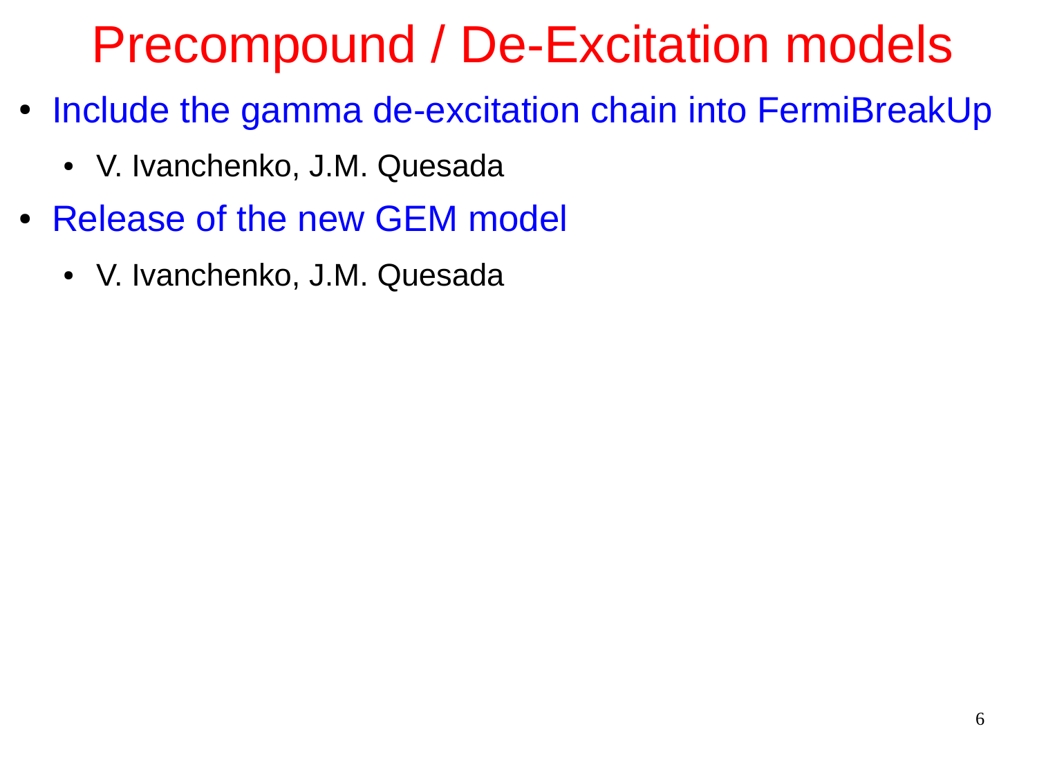# Precompound / De-Excitation models

- Include the gamma de-excitation chain into FermiBreakUp
  - V. Ivanchenko, J.M. Quesada
- Release of the new GEM model
  - V. Ivanchenko, J.M. Quesada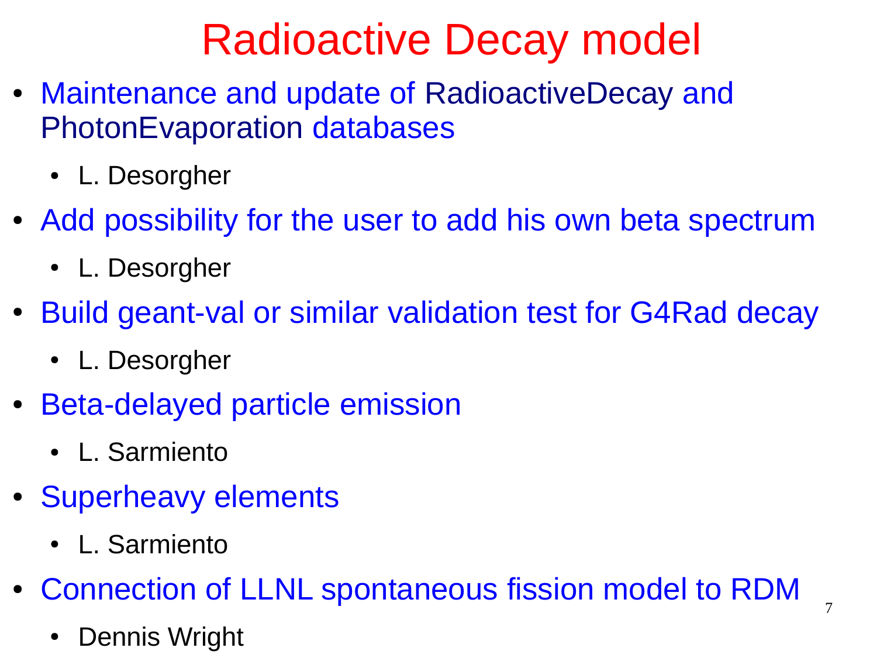# Radioactive Decay model

- Maintenance and update of RadioactiveDecay and PhotonEvaporation databases
  - L. Desorgher
- Add possibility for the user to add his own beta spectrum
  - L. Desorgher
- Build geant-val or similar validation test for G4Rad decay
  - L. Desorgher
- Beta-delayed particle emission
  - L. Sarmiento
- Superheavy elements
  - L. Sarmiento
- Connection of LLNL spontaneous fission model to RDM
  - Dennis Wright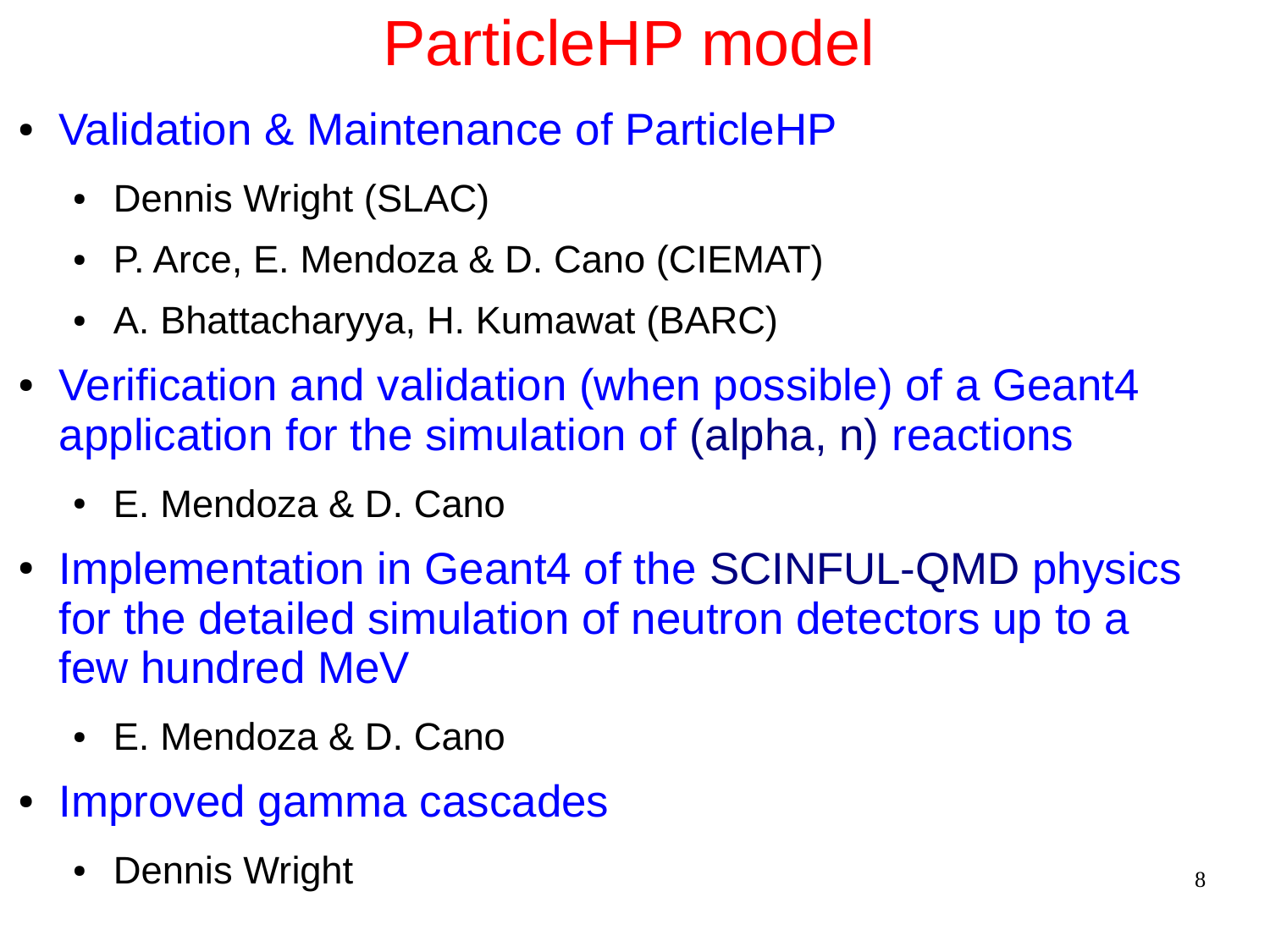# ParticleHP model

- Validation & Maintenance of ParticleHP
  - Dennis Wright (SLAC)
  - P. Arce, E. Mendoza & D. Cano (CIEMAT)
  - A. Bhattacharyya, H. Kumawat (BARC)
- Verification and validation (when possible) of a Geant4 application for the simulation of (alpha, n) reactions
  - E. Mendoza & D. Cano
- Implementation in Geant4 of the SCINFUL-QMD physics for the detailed simulation of neutron detectors up to a few hundred MeV
  - E. Mendoza & D. Cano
- Improved gamma cascades
  - Dennis Wright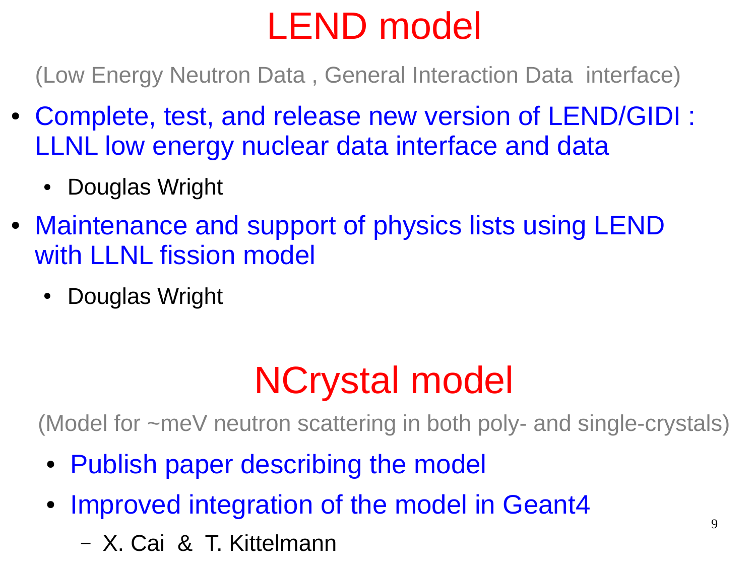# LEND model

(Low Energy Neutron Data , General Interaction Data interface)

- Complete, test, and release new version of LEND/GIDI : LLNL low energy nuclear data interface and data
  - Douglas Wright
- Maintenance and support of physics lists using LEND with LLNL fission model
  - Douglas Wright

# NCrystal model

(Model for ~meV neutron scattering in both poly- and single-crystals)

- Publish paper describing the model
- Improved integration of the model in Geant4
  - X. Cai & T. Kittelmann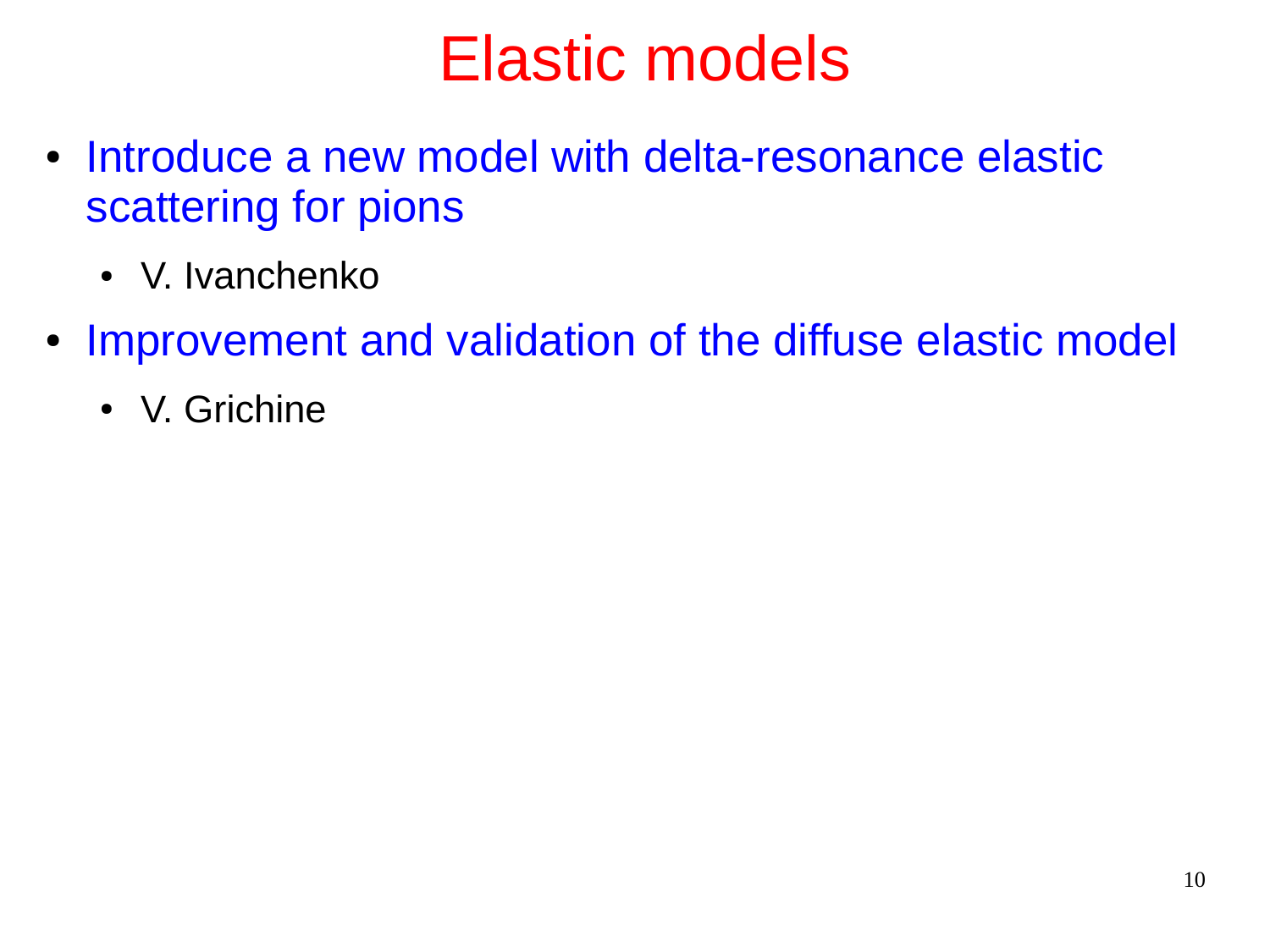# Elastic models

- Introduce a new model with delta-resonance elastic scattering for pions
  - V. Ivanchenko
- Improvement and validation of the diffuse elastic model
  - V. Grichine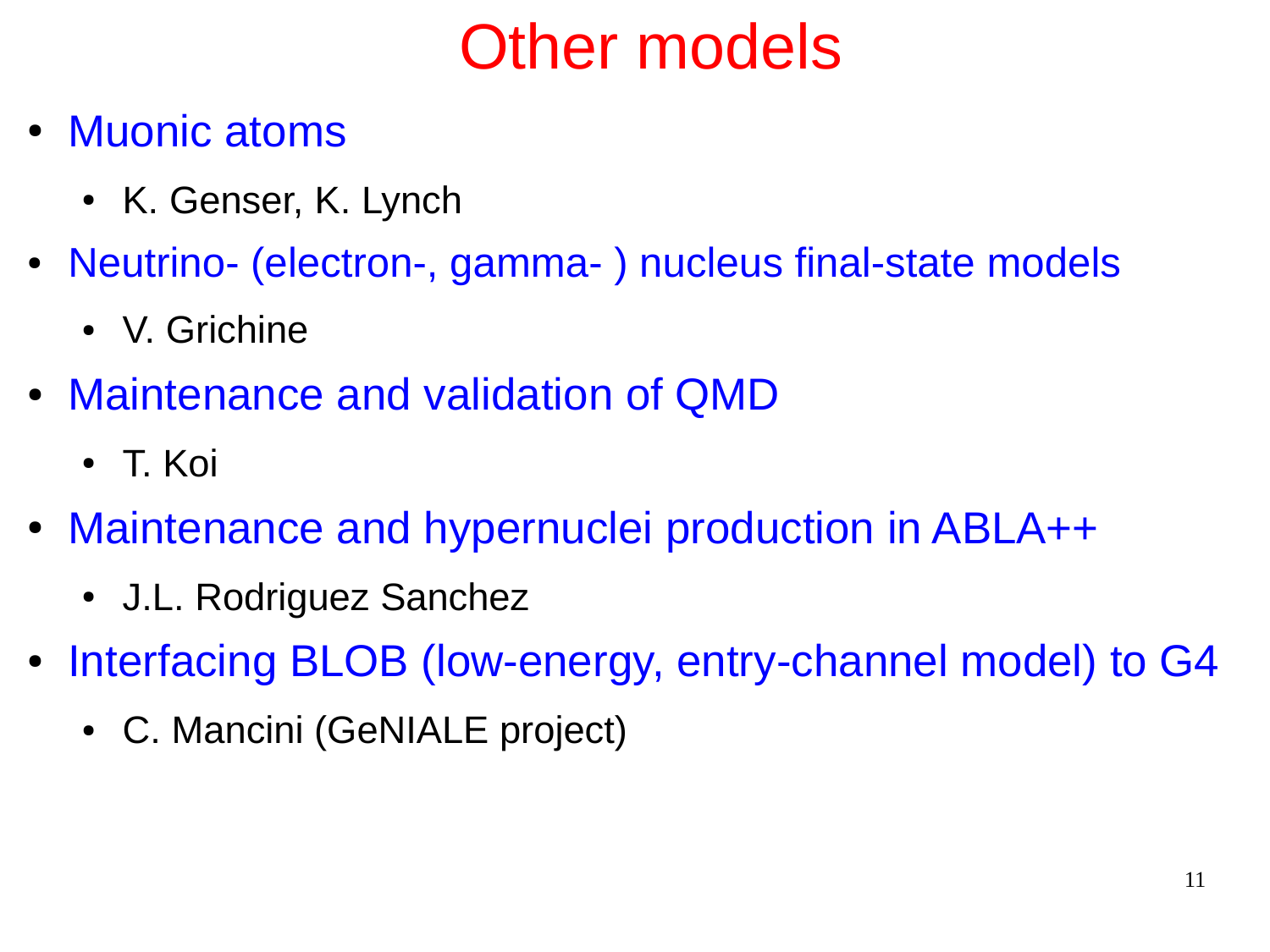# Other models

- Muonic atoms
  - K. Genser, K. Lynch
- Neutrino- (electron-, gamma- ) nucleus final-state models
  - V. Grichine
- Maintenance and validation of QMD
  - T. Koi
- Maintenance and hypernuclei production in ABLA++
  - J.L. Rodriguez Sanchez
- Interfacing BLOB (low-energy, entry-channel model) to G4
  - C. Mancini (GeNIALE project)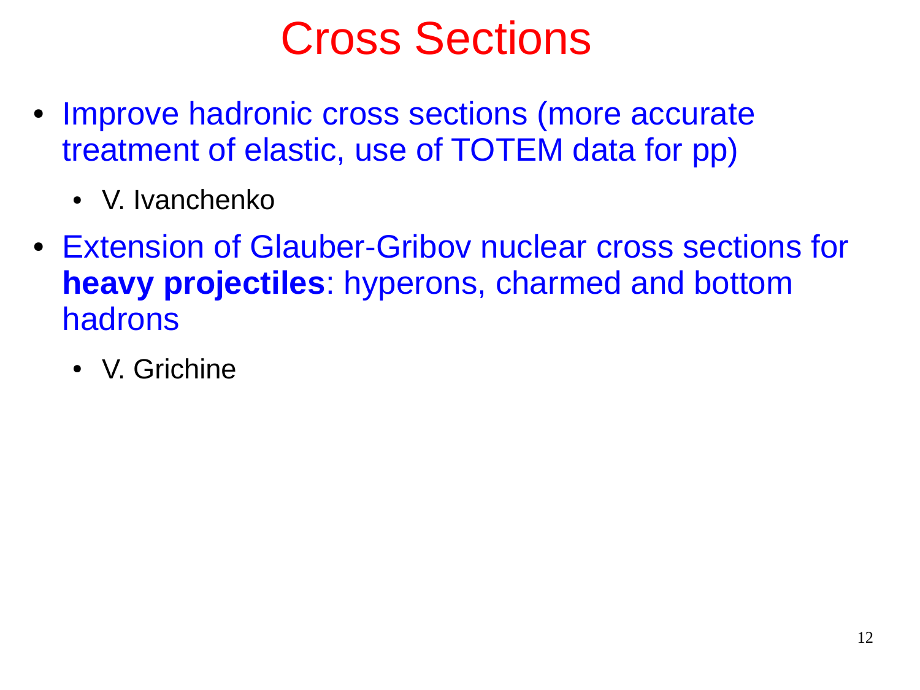# Cross Sections

- Improve hadronic cross sections (more accurate treatment of elastic, use of TOTEM data for pp)
  - V. Ivanchenko
- Extension of Glauber-Gribov nuclear cross sections for **heavy projectiles**: hyperons, charmed and bottom hadrons
  - V. Grichine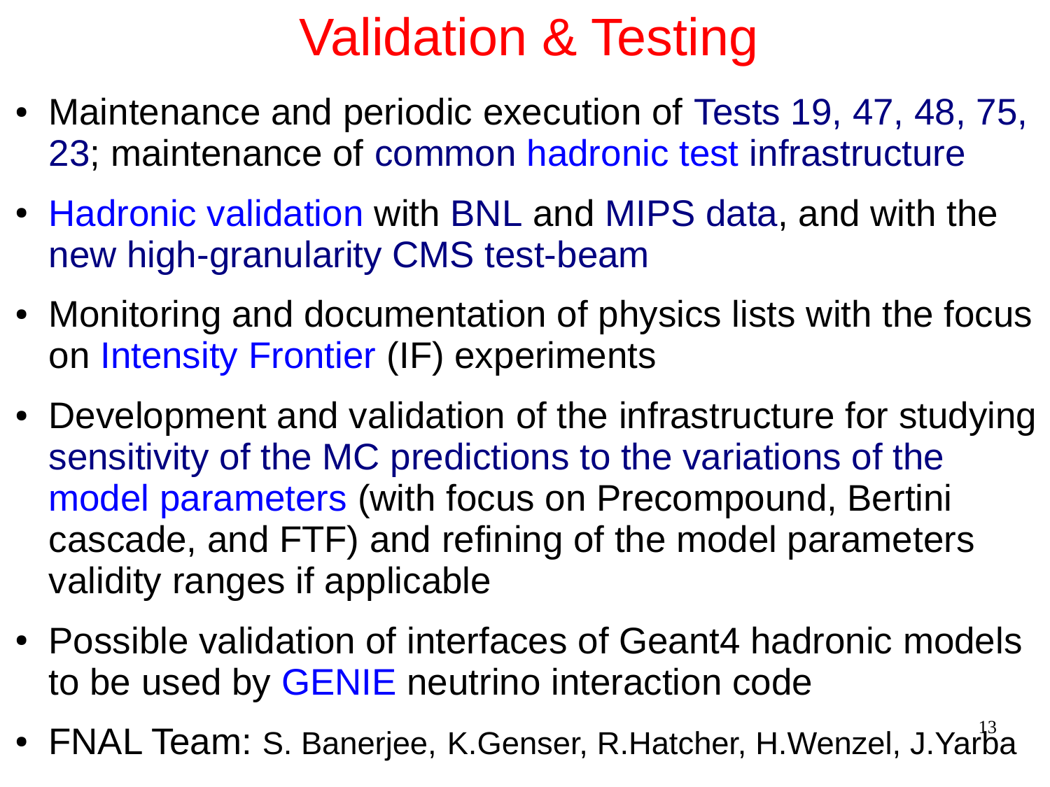# Validation & Testing

- Maintenance and periodic execution of Tests 19, 47, 48, 75, 23; maintenance of common hadronic test infrastructure
- Hadronic validation with BNL and MIPS data, and with the new high-granularity CMS test-beam
- Monitoring and documentation of physics lists with the focus on Intensity Frontier (IF) experiments
- Development and validation of the infrastructure for studying sensitivity of the MC predictions to the variations of the model parameters (with focus on Precompound, Bertini cascade, and FTF) and refining of the model parameters validity ranges if applicable
- Possible validation of interfaces of Geant4 hadronic models to be used by GENIE neutrino interaction code
- FNAL Team: S. Banerjee, K.Genser, R.Hatcher, H.Wenzel, J.Yarba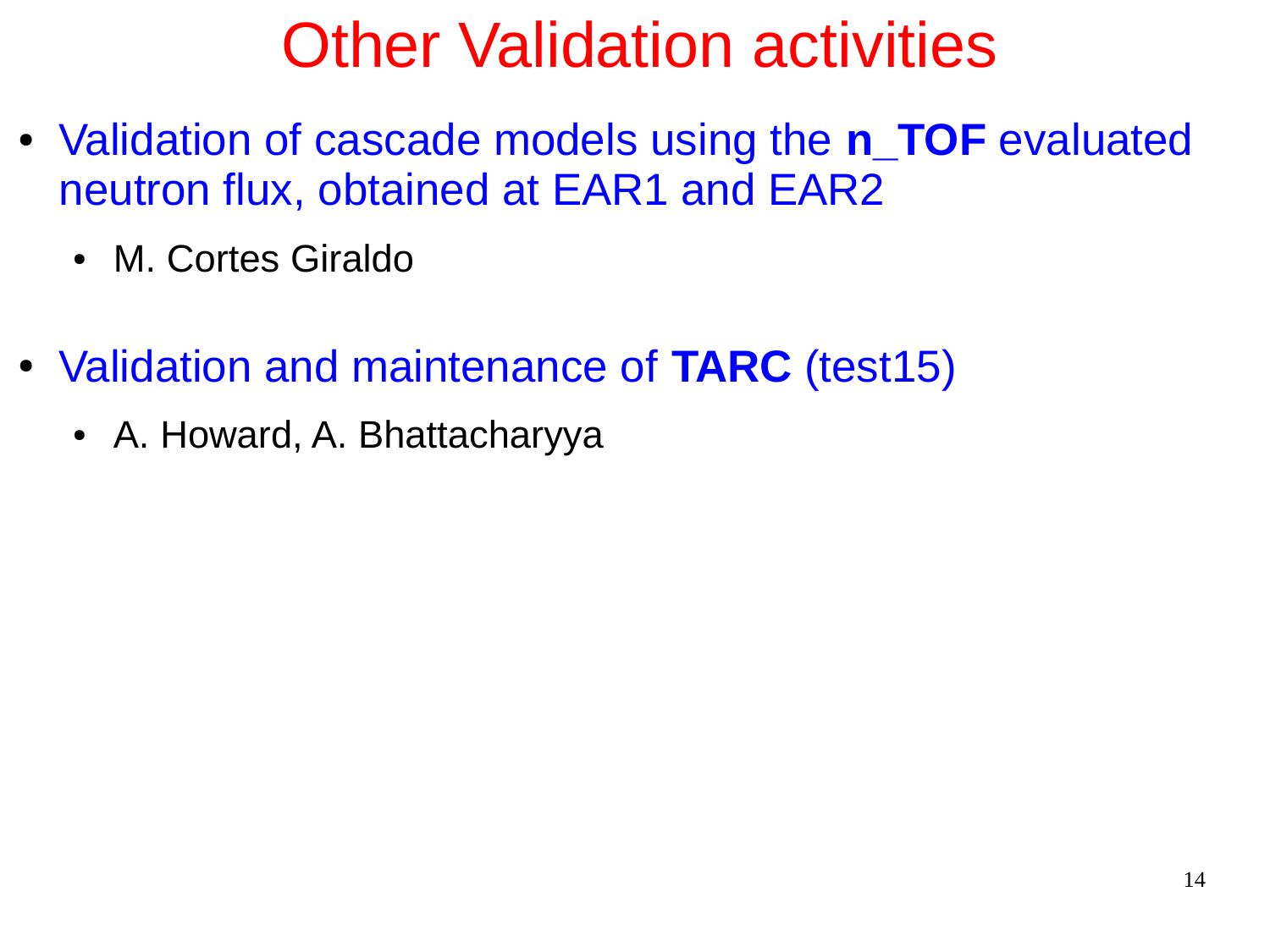# Other Validation activities

- Validation of cascade models using the **n_TOF** evaluated neutron flux, obtained at EAR1 and EAR2
  - M. Cortes Giraldo

- Validation and maintenance of **TARC** (test15)
  - A. Howard, A. Bhattacharyya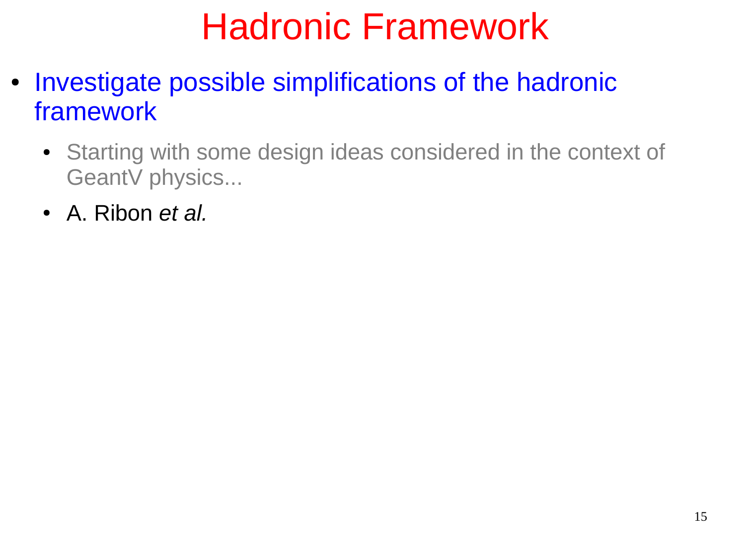# Hadronic Framework

- Investigate possible simplifications of the hadronic framework
  - Starting with some design ideas considered in the context of GeantV physics...
  - A. Ribon *et al.*